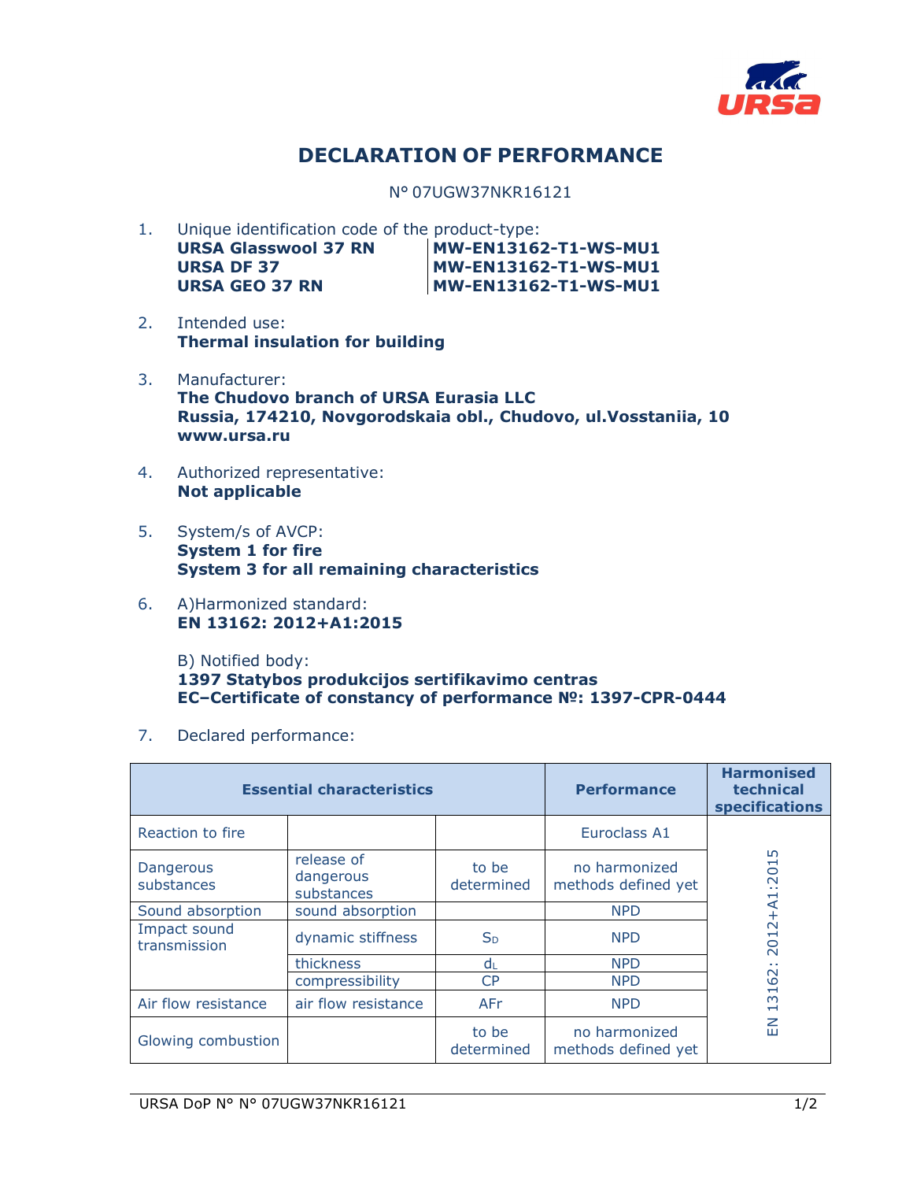# DECLARATION OF PERFORMANCE

N° 07UGW37NKR16121

1. Unique identification code of the product-type:

| | |
|---|---|
| **URSA Glasswool 37 RN** | **MW-EN13162-T1-WS-MU1** |
| **URSA DF 37** | **MW-EN13162-T1-WS-MU1** |
| **URSA GEO 37 RN** | **MW-EN13162-T1-WS-MU1** |

2. Intended use:
   **Thermal insulation for building**

3. Manufacturer:
   **The Chudovo branch of URSA Eurasia LLC**
   **Russia, 174210, Novgorodskaia obl., Chudovo, ul.Vosstaniia, 10**
   **www.ursa.ru**

4. Authorized representative:
   **Not applicable**

5. System/s of AVCP:
   **System 1 for fire**
   **System 3 for all remaining characteristics**

6. A)Harmonized standard:
   **EN 13162: 2012+A1:2015**

   B) Notified body:
   **1397 Statybos produkcijos sertifikavimo centras**
   **EC–Certificate of constancy of performance №: 1397-CPR-0444**

7. Declared performance:

| Essential characteristics | | | Performance | Harmonised technical specifications |
|---|---|---|---|---|
| Reaction to fire | | | Euroclass A1 | EN 13162: 2012+A1:2015 |
| Dangerous substances | release of dangerous substances | to be determined | no harmonized methods defined yet | |
| Sound absorption | sound absorption | | NPD | |
| Impact sound transmission | dynamic stiffness | $S_D$ | NPD | |
| | thickness | $d_L$ | NPD | |
| | compressibility | CP | NPD | |
| Air flow resistance | air flow resistance | AFr | NPD | |
| Glowing combustion | | to be determined | no harmonized methods defined yet | |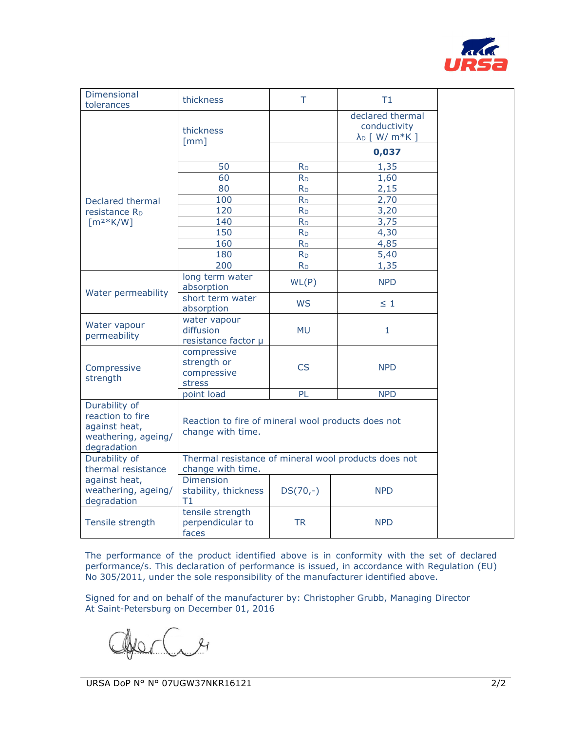| | | | |
|---|---|---|---|
| Dimensional tolerances | thickness | T | T1 |
| Declared thermal resistance $R_D$ [m²*K/W] | thickness [mm] | | declared thermal conductivity $\lambda_D$ [ W/ m*K ] |
| | | | **0,037** |
| | 50 | $R_D$ | 1,35 |
| | 60 | $R_D$ | 1,60 |
| | 80 | $R_D$ | 2,15 |
| | 100 | $R_D$ | 2,70 |
| | 120 | $R_D$ | 3,20 |
| | 140 | $R_D$ | 3,75 |
| | 150 | $R_D$ | 4,30 |
| | 160 | $R_D$ | 4,85 |
| | 180 | $R_D$ | 5,40 |
| | 200 | $R_D$ | 1,35 |
| Water permeability | long term water absorption | WL(P) | NPD |
| | short term water absorption | WS | ≤ 1 |
| Water vapour permeability | water vapour diffusion resistance factor μ | MU | 1 |
| Compressive strength | compressive strength or compressive stress | CS | NPD |
| | point load | PL | NPD |
| Durability of reaction to fire against heat, weathering, ageing/ degradation | Reaction to fire of mineral wool products does not change with time. | | |
| Durability of thermal resistance against heat, weathering, ageing/ degradation | Thermal resistance of mineral wool products does not change with time. | | |
| | Dimension stability, thickness T1 | DS(70,-) | NPD |
| Tensile strength | tensile strength perpendicular to faces | TR | NPD |

The performance of the product identified above is in conformity with the set of declared performance/s. This declaration of performance is issued, in accordance with Regulation (EU) No 305/2011, under the sole responsibility of the manufacturer identified above.

Signed for and on behalf of the manufacturer by: Christopher Grubb, Managing Director
At Saint-Petersburg on December 01, 2016

URSA DoP N° N° 07UGW37NKR16121